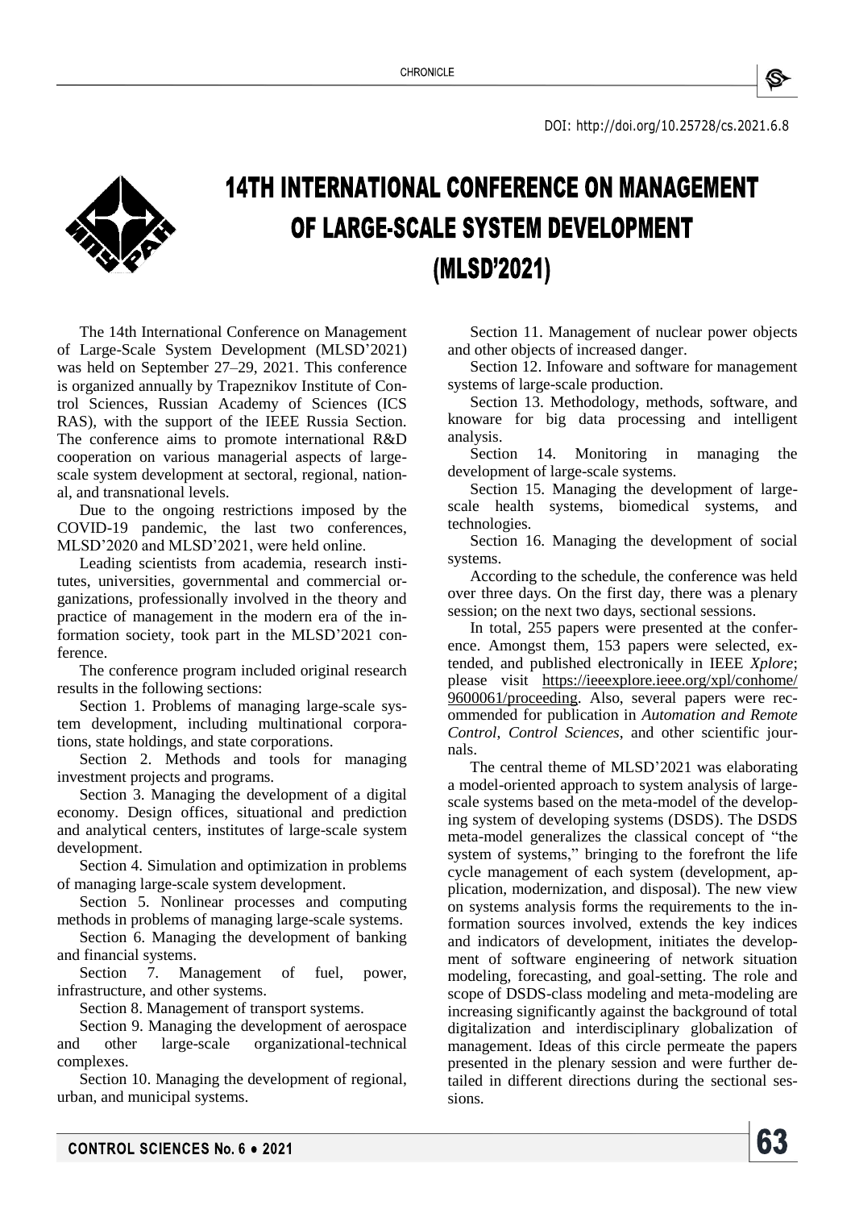DOI: http://doi.org/10.25728/cs.2021.6.8

# 14TH INTERNATIONAL CONFERENCE ON MANAGEMENT OF LARGE-SCALE SYSTEM DEVELOPMENT (MLSD'2021)

The 14th International Conference on Management of Large-Scale System Development (MLSD'2021) was held on September 27–29, 2021. This conference is organized annually by Trapeznikov Institute of Control Sciences, Russian Academy of Sciences (ICS RAS), with the support of the IEEE Russia Section. The conference aims to promote international R&D cooperation on various managerial aspects of large-scale system development at sectoral, regional, national, and transnational levels.

Due to the ongoing restrictions imposed by the COVID-19 pandemic, the last two conferences, MLSD'2020 and MLSD'2021, were held online.

Leading scientists from academia, research institutes, universities, governmental and commercial organizations, professionally involved in the theory and practice of management in the modern era of the information society, took part in the MLSD'2021 conference.

The conference program included original research results in the following sections:

Section 1. Problems of managing large-scale system development, including multinational corporations, state holdings, and state corporations.

Section 2. Methods and tools for managing investment projects and programs.

Section 3. Managing the development of a digital economy. Design offices, situational and prediction and analytical centers, institutes of large-scale system development.

Section 4. Simulation and optimization in problems of managing large-scale system development.

Section 5. Nonlinear processes and computing methods in problems of managing large-scale systems.

Section 6. Managing the development of banking and financial systems.

Section 7. Management of fuel, power, infrastructure, and other systems.

Section 8. Management of transport systems.

Section 9. Managing the development of aerospace and other large-scale organizational-technical complexes.

Section 10. Managing the development of regional, urban, and municipal systems.

Section 11. Management of nuclear power objects and other objects of increased danger.

Section 12. Infoware and software for management systems of large-scale production.

Section 13. Methodology, methods, software, and knoware for big data processing and intelligent analysis.

Section 14. Monitoring in managing the development of large-scale systems.

Section 15. Managing the development of large-scale health systems, biomedical systems, and technologies.

Section 16. Managing the development of social systems.

According to the schedule, the conference was held over three days. On the first day, there was a plenary session; on the next two days, sectional sessions.

In total, 255 papers were presented at the conference. Amongst them, 153 papers were selected, extended, and published electronically in IEEE *Xplore*; please visit https://ieeexplore.ieee.org/xpl/conhome/9600061/proceeding. Also, several papers were recommended for publication in *Automation and Remote Control*, *Control Sciences*, and other scientific journals.

The central theme of MLSD'2021 was elaborating a model-oriented approach to system analysis of large-scale systems based on the meta-model of the developing system of developing systems (DSDS). The DSDS meta-model generalizes the classical concept of "the system of systems," bringing to the forefront the life cycle management of each system (development, application, modernization, and disposal). The new view on systems analysis forms the requirements to the information sources involved, extends the key indices and indicators of development, initiates the development of software engineering of network situation modeling, forecasting, and goal-setting. The role and scope of DSDS-class modeling and meta-modeling are increasing significantly against the background of total digitalization and interdisciplinary globalization of management. Ideas of this circle permeate the papers presented in the plenary session and were further detailed in different directions during the sectional sessions.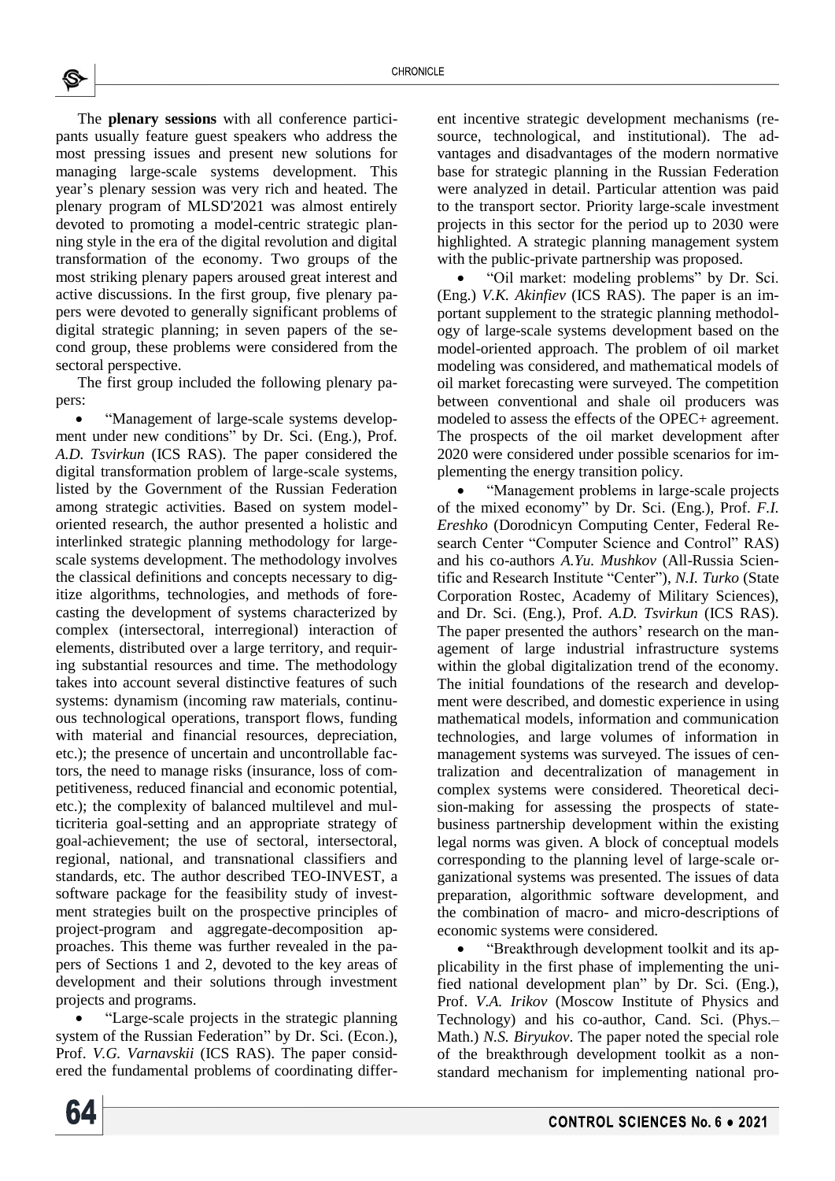The **plenary sessions** with all conference participants usually feature guest speakers who address the most pressing issues and present new solutions for managing large-scale systems development. This year's plenary session was very rich and heated. The plenary program of MLSD'2021 was almost entirely devoted to promoting a model-centric strategic planning style in the era of the digital revolution and digital transformation of the economy. Two groups of the most striking plenary papers aroused great interest and active discussions. In the first group, five plenary papers were devoted to generally significant problems of digital strategic planning; in seven papers of the second group, these problems were considered from the sectoral perspective.

The first group included the following plenary papers:

- "Management of large-scale systems development under new conditions" by Dr. Sci. (Eng.), Prof. *A.D. Tsvirkun* (ICS RAS). The paper considered the digital transformation problem of large-scale systems, listed by the Government of the Russian Federation among strategic activities. Based on system model-oriented research, the author presented a holistic and interlinked strategic planning methodology for large-scale systems development. The methodology involves the classical definitions and concepts necessary to digitize algorithms, technologies, and methods of forecasting the development of systems characterized by complex (intersectoral, interregional) interaction of elements, distributed over a large territory, and requiring substantial resources and time. The methodology takes into account several distinctive features of such systems: dynamism (incoming raw materials, continuous technological operations, transport flows, funding with material and financial resources, depreciation, etc.); the presence of uncertain and uncontrollable factors, the need to manage risks (insurance, loss of competitiveness, reduced financial and economic potential, etc.); the complexity of balanced multilevel and multicriteria goal-setting and an appropriate strategy of goal-achievement; the use of sectoral, intersectoral, regional, national, and transnational classifiers and standards, etc. The author described TEO-INVEST, a software package for the feasibility study of investment strategies built on the prospective principles of project-program and aggregate-decomposition approaches. This theme was further revealed in the papers of Sections 1 and 2, devoted to the key areas of development and their solutions through investment projects and programs.
- "Large-scale projects in the strategic planning system of the Russian Federation" by Dr. Sci. (Econ.), Prof. *V.G. Varnavskii* (ICS RAS). The paper considered the fundamental problems of coordinating different incentive strategic development mechanisms (resource, technological, and institutional). The advantages and disadvantages of the modern normative base for strategic planning in the Russian Federation were analyzed in detail. Particular attention was paid to the transport sector. Priority large-scale investment projects in this sector for the period up to 2030 were highlighted. A strategic planning management system with the public-private partnership was proposed.
- "Oil market: modeling problems" by Dr. Sci. (Eng.) *V.K. Akinfiev* (ICS RAS). The paper is an important supplement to the strategic planning methodology of large-scale systems development based on the model-oriented approach. The problem of oil market modeling was considered, and mathematical models of oil market forecasting were surveyed. The competition between conventional and shale oil producers was modeled to assess the effects of the OPEC+ agreement. The prospects of the oil market development after 2020 were considered under possible scenarios for implementing the energy transition policy.
- "Management problems in large-scale projects of the mixed economy" by Dr. Sci. (Eng.), Prof. *F.I. Ereshko* (Dorodnicyn Computing Center, Federal Research Center "Computer Science and Control" RAS) and his co-authors *A.Yu. Mushkov* (All-Russia Scientific and Research Institute "Center"), *N.I. Turko* (State Corporation Rostec, Academy of Military Sciences), and Dr. Sci. (Eng.), Prof. *A.D. Tsvirkun* (ICS RAS). The paper presented the authors' research on the management of large industrial infrastructure systems within the global digitalization trend of the economy. The initial foundations of the research and development were described, and domestic experience in using mathematical models, information and communication technologies, and large volumes of information in management systems was surveyed. The issues of centralization and decentralization of management in complex systems were considered. Theoretical decision-making for assessing the prospects of state-business partnership development within the existing legal norms was given. A block of conceptual models corresponding to the planning level of large-scale organizational systems was presented. The issues of data preparation, algorithmic software development, and the combination of macro- and micro-descriptions of economic systems were considered.
- "Breakthrough development toolkit and its applicability in the first phase of implementing the unified national development plan" by Dr. Sci. (Eng.), Prof. *V.A. Irikov* (Moscow Institute of Physics and Technology) and his co-author, Cand. Sci. (Phys.–Math.) *N.S. Biryukov*. The paper noted the special role of the breakthrough development toolkit as a non-standard mechanism for implementing national pro-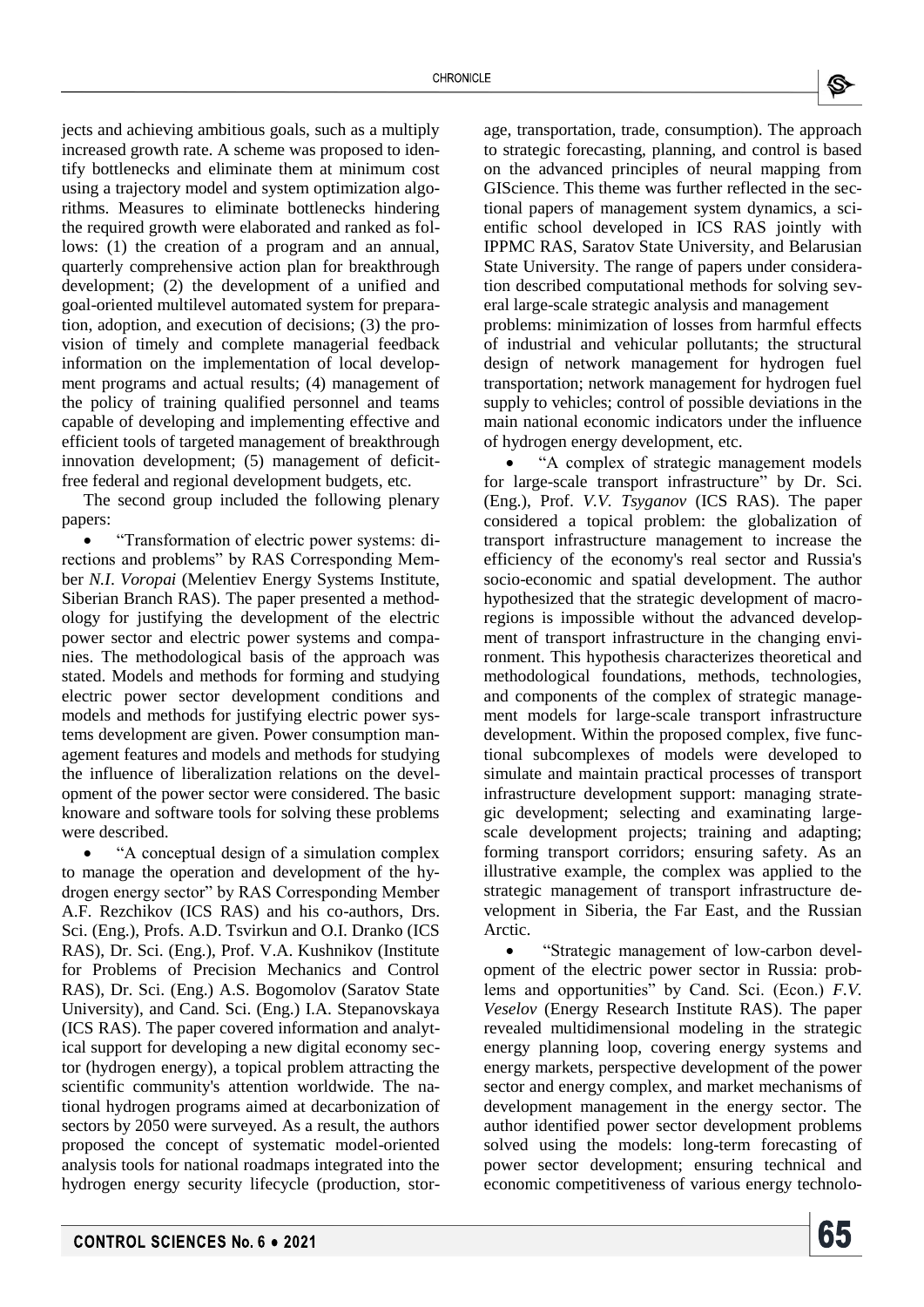jects and achieving ambitious goals, such as a multiply increased growth rate. A scheme was proposed to identify bottlenecks and eliminate them at minimum cost using a trajectory model and system optimization algorithms. Measures to eliminate bottlenecks hindering the required growth were elaborated and ranked as follows: (1) the creation of a program and an annual, quarterly comprehensive action plan for breakthrough development; (2) the development of a unified and goal-oriented multilevel automated system for preparation, adoption, and execution of decisions; (3) the provision of timely and complete managerial feedback information on the implementation of local development programs and actual results; (4) management of the policy of training qualified personnel and teams capable of developing and implementing effective and efficient tools of targeted management of breakthrough innovation development; (5) management of deficit-free federal and regional development budgets, etc.

The second group included the following plenary papers:

- "Transformation of electric power systems: directions and problems" by RAS Corresponding Member *N.I. Voropai* (Melentiev Energy Systems Institute, Siberian Branch RAS). The paper presented a methodology for justifying the development of the electric power sector and electric power systems and companies. The methodological basis of the approach was stated. Models and methods for forming and studying electric power sector development conditions and models and methods for justifying electric power systems development are given. Power consumption management features and models and methods for studying the influence of liberalization relations on the development of the power sector were considered. The basic knoware and software tools for solving these problems were described.

- "A conceptual design of a simulation complex to manage the operation and development of the hydrogen energy sector" by RAS Corresponding Member A.F. Rezchikov (ICS RAS) and his co-authors, Drs. Sci. (Eng.), Profs. A.D. Tsvirkun and O.I. Dranko (ICS RAS), Dr. Sci. (Eng.), Prof. V.A. Kushnikov (Institute for Problems of Precision Mechanics and Control RAS), Dr. Sci. (Eng.) A.S. Bogomolov (Saratov State University), and Cand. Sci. (Eng.) I.A. Stepanovskaya (ICS RAS). The paper covered information and analytical support for developing a new digital economy sector (hydrogen energy), a topical problem attracting the scientific community's attention worldwide. The national hydrogen programs aimed at decarbonization of sectors by 2050 were surveyed. As a result, the authors proposed the concept of systematic model-oriented analysis tools for national roadmaps integrated into the hydrogen energy security lifecycle (production, storage, transportation, trade, consumption). The approach to strategic forecasting, planning, and control is based on the advanced principles of neural mapping from GIScience. This theme was further reflected in the sectional papers of management system dynamics, a scientific school developed in ICS RAS jointly with IPPMC RAS, Saratov State University, and Belarusian State University. The range of papers under consideration described computational methods for solving several large-scale strategic analysis and management problems: minimization of losses from harmful effects of industrial and vehicular pollutants; the structural design of network management for hydrogen fuel transportation; network management for hydrogen fuel supply to vehicles; control of possible deviations in the main national economic indicators under the influence of hydrogen energy development, etc.

- "A complex of strategic management models for large-scale transport infrastructure" by Dr. Sci. (Eng.), Prof. *V.V. Tsyganov* (ICS RAS). The paper considered a topical problem: the globalization of transport infrastructure management to increase the efficiency of the economy's real sector and Russia's socio-economic and spatial development. The author hypothesized that the strategic development of macroregions is impossible without the advanced development of transport infrastructure in the changing environment. This hypothesis characterizes theoretical and methodological foundations, methods, technologies, and components of the complex of strategic management models for large-scale transport infrastructure development. Within the proposed complex, five functional subcomplexes of models were developed to simulate and maintain practical processes of transport infrastructure development support: managing strategic development; selecting and examinating large-scale development projects; training and adapting; forming transport corridors; ensuring safety. As an illustrative example, the complex was applied to the strategic management of transport infrastructure development in Siberia, the Far East, and the Russian Arctic.

- "Strategic management of low-carbon development of the electric power sector in Russia: problems and opportunities" by Cand. Sci. (Econ.) *F.V. Veselov* (Energy Research Institute RAS). The paper revealed multidimensional modeling in the strategic energy planning loop, covering energy systems and energy markets, perspective development of the power sector and energy complex, and market mechanisms of development management in the energy sector. The author identified power sector development problems solved using the models: long-term forecasting of power sector development; ensuring technical and economic competitiveness of various energy technolo-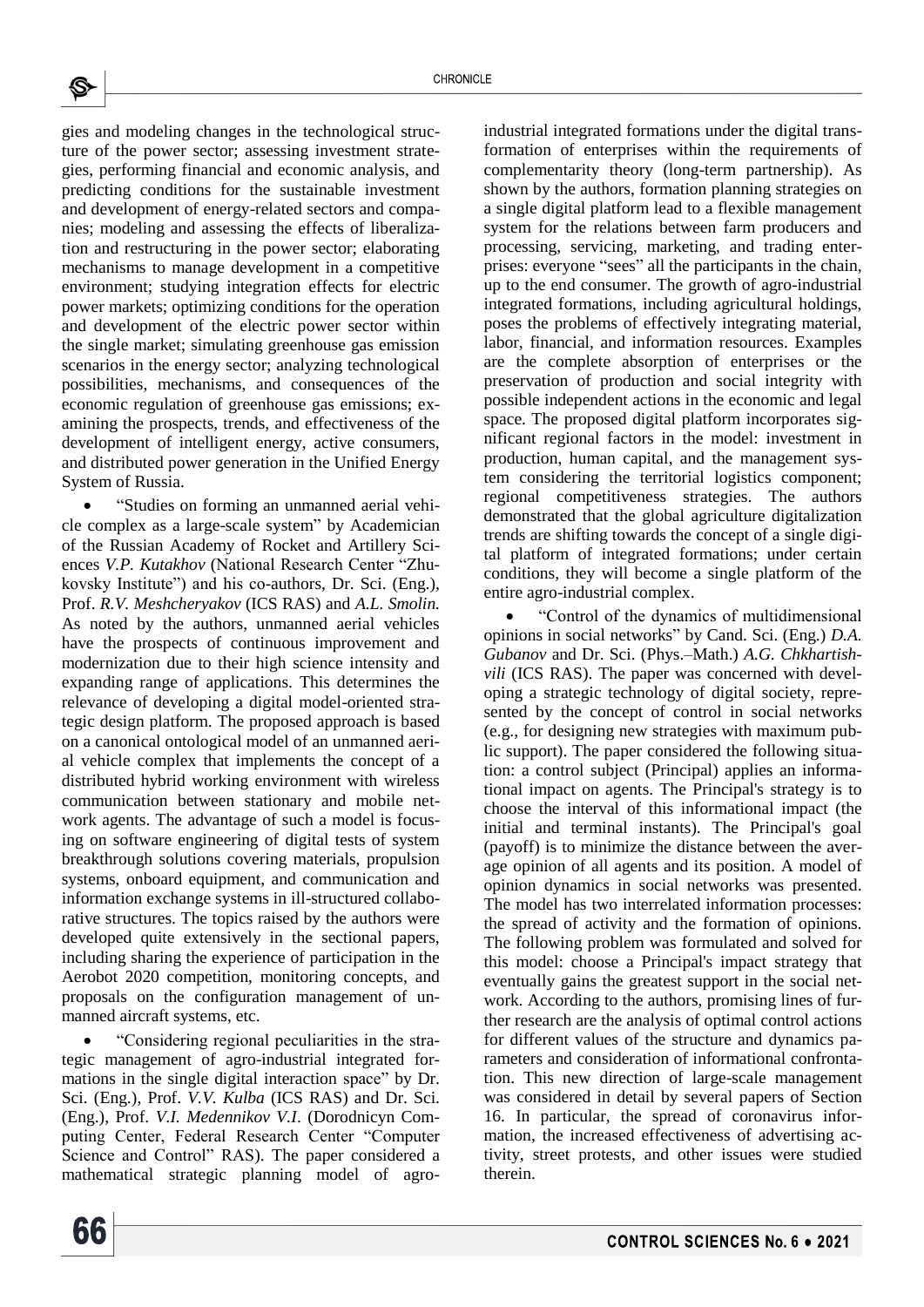gies and modeling changes in the technological structure of the power sector; assessing investment strategies, performing financial and economic analysis, and predicting conditions for the sustainable investment and development of energy-related sectors and companies; modeling and assessing the effects of liberalization and restructuring in the power sector; elaborating mechanisms to manage development in a competitive environment; studying integration effects for electric power markets; optimizing conditions for the operation and development of the electric power sector within the single market; simulating greenhouse gas emission scenarios in the energy sector; analyzing technological possibilities, mechanisms, and consequences of the economic regulation of greenhouse gas emissions; examining the prospects, trends, and effectiveness of the development of intelligent energy, active consumers, and distributed power generation in the Unified Energy System of Russia.

- "Studies on forming an unmanned aerial vehicle complex as a large-scale system" by Academician of the Russian Academy of Rocket and Artillery Sciences *V.P. Kutakhov* (National Research Center "Zhukovsky Institute") and his co-authors, Dr. Sci. (Eng.), Prof. *R.V. Meshcheryakov* (ICS RAS) and *A.L. Smolin.* As noted by the authors, unmanned aerial vehicles have the prospects of continuous improvement and modernization due to their high science intensity and expanding range of applications. This determines the relevance of developing a digital model-oriented strategic design platform. The proposed approach is based on a canonical ontological model of an unmanned aerial vehicle complex that implements the concept of a distributed hybrid working environment with wireless communication between stationary and mobile network agents. The advantage of such a model is focusing on software engineering of digital tests of system breakthrough solutions covering materials, propulsion systems, onboard equipment, and communication and information exchange systems in ill-structured collaborative structures. The topics raised by the authors were developed quite extensively in the sectional papers, including sharing the experience of participation in the Aerobot 2020 competition, monitoring concepts, and proposals on the configuration management of unmanned aircraft systems, etc.

- "Considering regional peculiarities in the strategic management of agro-industrial integrated formations in the single digital interaction space" by Dr. Sci. (Eng.), Prof. *V.V. Kulba* (ICS RAS) and Dr. Sci. (Eng.), Prof. *V.I. Medennikov V.I*. (Dorodnicyn Computing Center, Federal Research Center "Computer Science and Control" RAS). The paper considered a mathematical strategic planning model of agro-industrial integrated formations under the digital transformation of enterprises within the requirements of complementarity theory (long-term partnership). As shown by the authors, formation planning strategies on a single digital platform lead to a flexible management system for the relations between farm producers and processing, servicing, marketing, and trading enterprises: everyone "sees" all the participants in the chain, up to the end consumer. The growth of agro-industrial integrated formations, including agricultural holdings, poses the problems of effectively integrating material, labor, financial, and information resources. Examples are the complete absorption of enterprises or the preservation of production and social integrity with possible independent actions in the economic and legal space. The proposed digital platform incorporates significant regional factors in the model: investment in production, human capital, and the management system considering the territorial logistics component; regional competitiveness strategies. The authors demonstrated that the global agriculture digitalization trends are shifting towards the concept of a single digital platform of integrated formations; under certain conditions, they will become a single platform of the entire agro-industrial complex.

- "Control of the dynamics of multidimensional opinions in social networks" by Cand. Sci. (Eng.) *D.A. Gubanov* and Dr. Sci. (Phys.–Math.) *A.G. Chkhartishvili* (ICS RAS). The paper was concerned with developing a strategic technology of digital society, represented by the concept of control in social networks (e.g., for designing new strategies with maximum public support). The paper considered the following situation: a control subject (Principal) applies an informational impact on agents. The Principal's strategy is to choose the interval of this informational impact (the initial and terminal instants). The Principal's goal (payoff) is to minimize the distance between the average opinion of all agents and its position. A model of opinion dynamics in social networks was presented. The model has two interrelated information processes: the spread of activity and the formation of opinions. The following problem was formulated and solved for this model: choose a Principal's impact strategy that eventually gains the greatest support in the social network. According to the authors, promising lines of further research are the analysis of optimal control actions for different values of the structure and dynamics parameters and consideration of informational confrontation. This new direction of large-scale management was considered in detail by several papers of Section 16. In particular, the spread of coronavirus information, the increased effectiveness of advertising activity, street protests, and other issues were studied therein.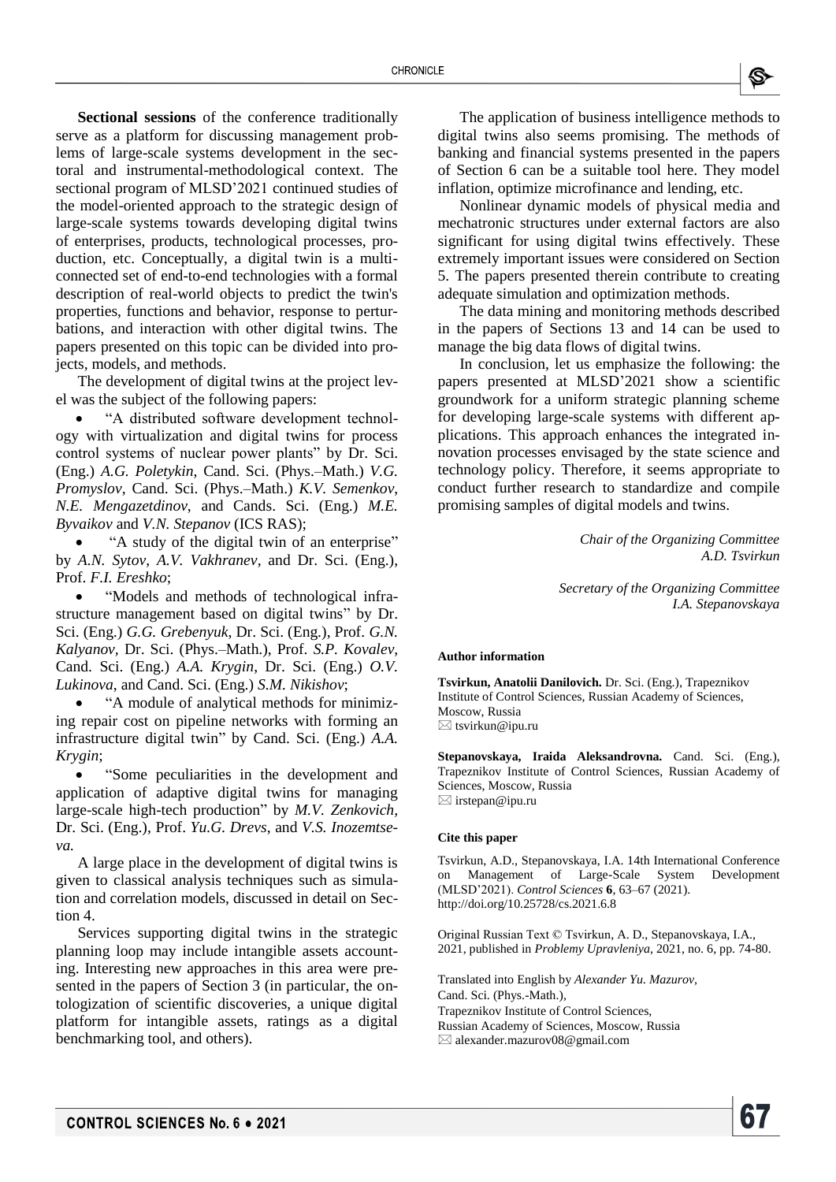**Sectional sessions** of the conference traditionally serve as a platform for discussing management problems of large-scale systems development in the sectoral and instrumental-methodological context. The sectional program of MLSD'2021 continued studies of the model-oriented approach to the strategic design of large-scale systems towards developing digital twins of enterprises, products, technological processes, production, etc. Conceptually, a digital twin is a multi-connected set of end-to-end technologies with a formal description of real-world objects to predict the twin's properties, functions and behavior, response to perturbations, and interaction with other digital twins. The papers presented on this topic can be divided into projects, models, and methods.

The development of digital twins at the project level was the subject of the following papers:

- "A distributed software development technology with virtualization and digital twins for process control systems of nuclear power plants" by Dr. Sci. (Eng.) *A.G. Poletykin*, Cand. Sci. (Phys.–Math.) *V.G. Promyslov*, Cand. Sci. (Phys.–Math.) *K.V. Semenkov*, *N.E. Mengazetdinov*, and Cands. Sci. (Eng.) *M.E. Byvaikov* and *V.N. Stepanov* (ICS RAS);
- "A study of the digital twin of an enterprise" by *A.N. Sytov*, *A.V. Vakhranev*, and Dr. Sci. (Eng.), Prof. *F.I. Ereshko*;
- "Models and methods of technological infrastructure management based on digital twins" by Dr. Sci. (Eng.) *G.G. Grebenyuk*, Dr. Sci. (Eng.), Prof. *G.N. Kalyanov*, Dr. Sci. (Phys.–Math.), Prof. *S.P. Kovalev*, Cand. Sci. (Eng.) *A.A. Krygin*, Dr. Sci. (Eng.) *O.V. Lukinova*, and Cand. Sci. (Eng.) *S.M. Nikishov*;
- "A module of analytical methods for minimizing repair cost on pipeline networks with forming an infrastructure digital twin" by Cand. Sci. (Eng.) *A.A. Krygin*;
- "Some peculiarities in the development and application of adaptive digital twins for managing large-scale high-tech production" by *M.V. Zenkovich*, Dr. Sci. (Eng.), Prof. *Yu.G. Drevs*, and *V.S. Inozemtseva.*

A large place in the development of digital twins is given to classical analysis techniques such as simulation and correlation models, discussed in detail on Section 4.

Services supporting digital twins in the strategic planning loop may include intangible assets accounting. Interesting new approaches in this area were presented in the papers of Section 3 (in particular, the ontologization of scientific discoveries, a unique digital platform for intangible assets, ratings as a digital benchmarking tool, and others).

The application of business intelligence methods to digital twins also seems promising. The methods of banking and financial systems presented in the papers of Section 6 can be a suitable tool here. They model inflation, optimize microfinance and lending, etc.

Nonlinear dynamic models of physical media and mechatronic structures under external factors are also significant for using digital twins effectively. These extremely important issues were considered on Section 5. The papers presented therein contribute to creating adequate simulation and optimization methods.

The data mining and monitoring methods described in the papers of Sections 13 and 14 can be used to manage the big data flows of digital twins.

In conclusion, let us emphasize the following: the papers presented at MLSD'2021 show a scientific groundwork for a uniform strategic planning scheme for developing large-scale systems with different applications. This approach enhances the integrated innovation processes envisaged by the state science and technology policy. Therefore, it seems appropriate to conduct further research to standardize and compile promising samples of digital models and twins.

*Chair of the Organizing Committee*
*A.D. Tsvirkun*

*Secretary of the Organizing Committee*
*I.A. Stepanovskaya*

**Author information**

**Tsvirkun, Anatolii Danilovich.** Dr. Sci. (Eng.), Trapeznikov Institute of Control Sciences, Russian Academy of Sciences, Moscow, Russia
✉ tsvirkun@ipu.ru

**Stepanovskaya, Iraida Aleksandrovna.** Cand. Sci. (Eng.), Trapeznikov Institute of Control Sciences, Russian Academy of Sciences, Moscow, Russia
✉ irstepan@ipu.ru

**Cite this paper**

Tsvirkun, A.D., Stepanovskaya, I.A. 14th International Conference on Management of Large-Scale System Development (MLSD'2021). *Control Sciences* **6**, 63–67 (2021). http://doi.org/10.25728/cs.2021.6.8

Original Russian Text © Tsvirkun, A. D., Stepanovskaya, I.A., 2021, published in *Problemy Upravleniya*, 2021, no. 6, pp. 74-80.

Translated into English by *Alexander Yu. Mazurov*, Cand. Sci. (Phys.-Math.),
Trapeznikov Institute of Control Sciences,
Russian Academy of Sciences, Moscow, Russia
✉ alexander.mazurov08@gmail.com